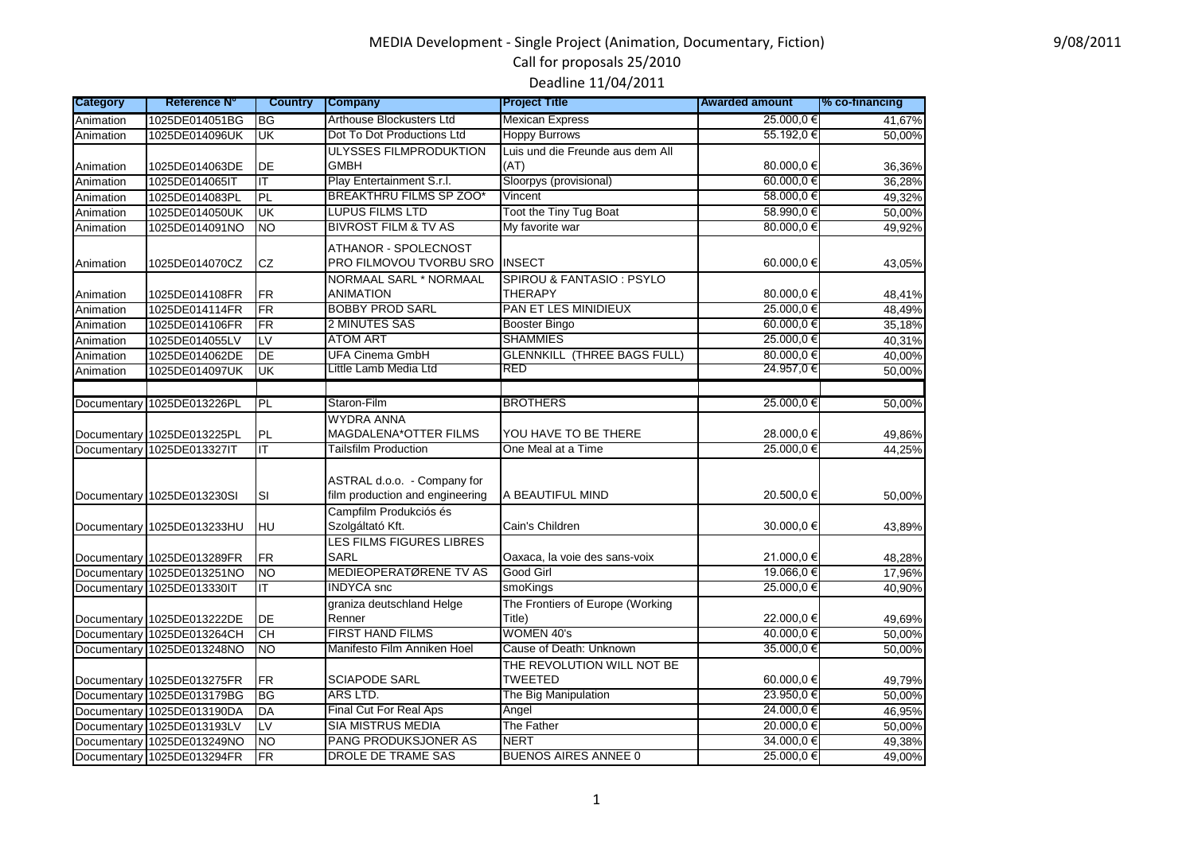# MEDIA Development - Single Project (Animation, Documentary, Fiction)

9/08/2011

## Call for proposals 25/2010

## Deadline 11/04/2011

| Category | Reference N° | Country | Company | Project Title | Awarded amount | % co-financing |
|---|---|---|---|---|---|---|
| Animation | 1025DE014051BG | BG | Arthouse Blockbusters Ltd | Mexican Express | 25.000,0 € | 41,67% |
| Animation | 1025DE014096UK | UK | Dot To Dot Productions Ltd | Hoppy Burrows | 55.192,0 € | 50,00% |
| Animation | 1025DE014063DE | DE | ULYSSES FILMPRODUKTION GMBH | Luis und die Freunde aus dem All (AT) | 80.000,0 € | 36,36% |
| Animation | 1025DE014065IT | IT | Play Entertainment S.r.l. | Sloorpys (provisional) | 60.000,0 € | 36,28% |
| Animation | 1025DE014083PL | PL | BREAKTHRU FILMS SP ZOO* | Vincent | 58.000,0 € | 49,32% |
| Animation | 1025DE014050UK | UK | LUPUS FILMS LTD | Toot the Tiny Tug Boat | 58.990,0 € | 50,00% |
| Animation | 1025DE014091NO | NO | BIVROST FILM & TV AS | My favorite war | 80.000,0 € | 49,92% |
| Animation | 1025DE014070CZ | CZ | ATHANOR - SPOLECNOST PRO FILMOVOU TVORBU SRO | INSECT | 60.000,0 € | 43,05% |
| Animation | 1025DE014108FR | FR | NORMAAL SARL * NORMAAL ANIMATION | SPIROU & FANTASIO : PSYLO THERAPY | 80.000,0 € | 48,41% |
| Animation | 1025DE014114FR | FR | BOBBY PROD SARL | PAN ET LES MINIDIEUX | 25.000,0 € | 48,49% |
| Animation | 1025DE014106FR | FR | 2 MINUTES SAS | Booster Bingo | 60.000,0 € | 35,18% |
| Animation | 1025DE014055LV | LV | ATOM ART | SHAMMIES | 25.000,0 € | 40,31% |
| Animation | 1025DE014062DE | DE | UFA Cinema GmbH | GLENNKILL (THREE BAGS FULL) | 80.000,0 € | 40,00% |
| Animation | 1025DE014097UK | UK | Little Lamb Media Ltd | RED | 24.957,0 € | 50,00% |
| | | | | | | |
| Documentary | 1025DE013226PL | PL | Staron-Film | BROTHERS | 25.000,0 € | 50,00% |
| Documentary | 1025DE013225PL | PL | WYDRA ANNA MAGDALENA*OTTER FILMS | YOU HAVE TO BE THERE | 28.000,0 € | 49,86% |
| Documentary | 1025DE013327IT | IT | Tailsfilm Production | One Meal at a Time | 25.000,0 € | 44,25% |
| Documentary | 1025DE013230SI | SI | ASTRAL d.o.o. - Company for film production and engineering | A BEAUTIFUL MIND | 20.500,0 € | 50,00% |
| Documentary | 1025DE013233HU | HU | Campfilm Produkciós és Szolgáltató Kft. | Cain's Children | 30.000,0 € | 43,89% |
| Documentary | 1025DE013289FR | FR | LES FILMS FIGURES LIBRES SARL | Oaxaca, la voie des sans-voix | 21.000,0 € | 48,28% |
| Documentary | 1025DE013251NO | NO | MEDIEOPERATØRENE TV AS | Good Girl | 19.066,0 € | 17,96% |
| Documentary | 1025DE013330IT | IT | INDYCA snc | smoKings | 25.000,0 € | 40,90% |
| Documentary | 1025DE013222DE | DE | graniza deutschland Helge Renner | The Frontiers of Europe (Working Title) | 22.000,0 € | 49,69% |
| Documentary | 1025DE013264CH | CH | FIRST HAND FILMS | WOMEN 40's | 40.000,0 € | 50,00% |
| Documentary | 1025DE013248NO | NO | Manifesto Film Anniken Hoel | Cause of Death: Unknown | 35.000,0 € | 50,00% |
| Documentary | 1025DE013275FR | FR | SCIAPODE SARL | THE REVOLUTION WILL NOT BE TWEETED | 60.000,0 € | 49,79% |
| Documentary | 1025DE013179BG | BG | ARS LTD. | The Big Manipulation | 23.950,0 € | 50,00% |
| Documentary | 1025DE013190DA | DA | Final Cut For Real Aps | Angel | 24.000,0 € | 46,95% |
| Documentary | 1025DE013193LV | LV | SIA MISTRUS MEDIA | The Father | 20.000,0 € | 50,00% |
| Documentary | 1025DE013249NO | NO | PANG PRODUKSJONER AS | NERT | 34.000,0 € | 49,38% |
| Documentary | 1025DE013294FR | FR | DROLE DE TRAME SAS | BUENOS AIRES ANNEE 0 | 25.000,0 € | 49,00% |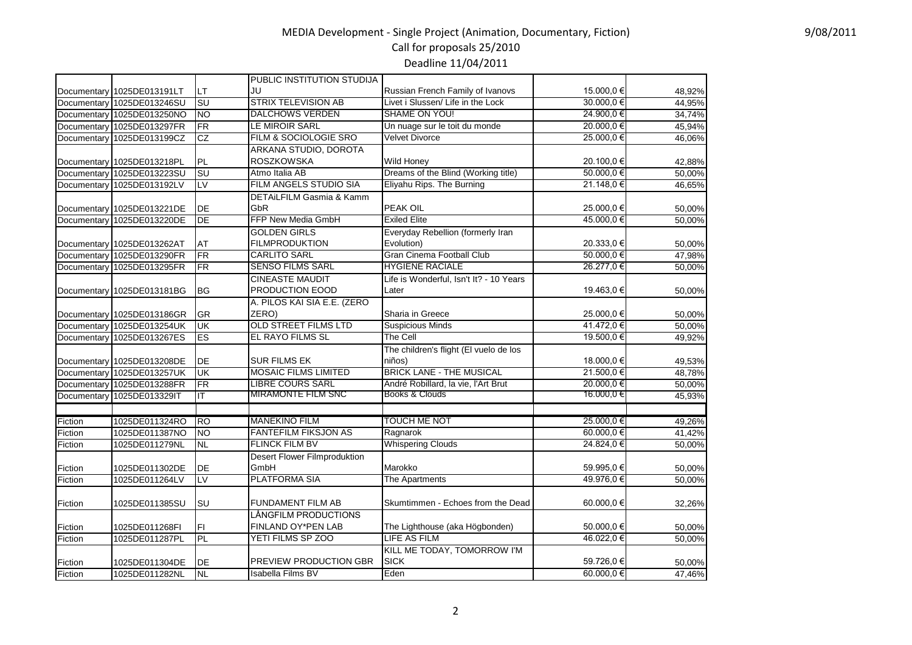# MEDIA Development - Single Project (Animation, Documentary, Fiction)

Call for proposals 25/2010

Deadline 11/04/2011

9/08/2011

| | | | | | | |
|---|---|---|---|---|---|---|
| Documentary | 1025DE013191LT | LT | PUBLIC INSTITUTION STUDIJA JU | Russian French Family of Ivanovs | 15.000,0 € | 48,92% |
| Documentary | 1025DE013246SU | SU | STRIX TELEVISION AB | Livet i Slussen/ Life in the Lock | 30.000,0 € | 44,95% |
| Documentary | 1025DE013250NO | NO | DALCHOWS VERDEN | SHAME ON YOU! | 24.900,0 € | 34,74% |
| Documentary | 1025DE013297FR | FR | LE MIROIR SARL | Un nuage sur le toit du monde | 20.000,0 € | 45,94% |
| Documentary | 1025DE013199CZ | CZ | FILM & SOCIOLOGIE SRO | Velvet Divorce | 25.000,0 € | 46,06% |
| Documentary | 1025DE013218PL | PL | ARKANA STUDIO, DOROTA ROSZKOWSKA | Wild Honey | 20.100,0 € | 42,88% |
| Documentary | 1025DE013223SU | SU | Atmo Italia AB | Dreams of the Blind (Working title) | 50.000,0 € | 50,00% |
| Documentary | 1025DE013192LV | LV | FILM ANGELS STUDIO SIA | Eliyahu Rips. The Burning | 21.148,0 € | 46,65% |
| Documentary | 1025DE013221DE | DE | DETAiLFILM Gasmia & Kamm GbR | PEAK OIL | 25.000,0 € | 50,00% |
| Documentary | 1025DE013220DE | DE | FFP New Media GmbH | Exiled Elite | 45.000,0 € | 50,00% |
| Documentary | 1025DE013262AT | AT | GOLDEN GIRLS FILMPRODUKTION | Everyday Rebellion (formerly Iran Evolution) | 20.333,0 € | 50,00% |
| Documentary | 1025DE013290FR | FR | CARLITO SARL | Gran Cinema Football Club | 50.000,0 € | 47,98% |
| Documentary | 1025DE013295FR | FR | SENSO FILMS SARL | HYGIENE RACIALE | 26.277,0 € | 50,00% |
| Documentary | 1025DE013181BG | BG | CINEASTE MAUDIT PRODUCTION EOOD | Life is Wonderful, Isn't It? - 10 Years Later | 19.463,0 € | 50,00% |
| Documentary | 1025DE013186GR | GR | A. PILOS KAI SIA E.E. (ZERO ZERO) | Sharia in Greece | 25.000,0 € | 50,00% |
| Documentary | 1025DE013254UK | UK | OLD STREET FILMS LTD | Suspicious Minds | 41.472,0 € | 50,00% |
| Documentary | 1025DE013267ES | ES | EL RAYO FILMS SL | The Cell | 19.500,0 € | 49,92% |
| Documentary | 1025DE013208DE | DE | SUR FILMS EK | The children's flight (El vuelo de los niños) | 18.000,0 € | 49,53% |
| Documentary | 1025DE013257UK | UK | MOSAIC FILMS LIMITED | BRICK LANE - THE MUSICAL | 21.500,0 € | 48,78% |
| Documentary | 1025DE013288FR | FR | LIBRE COURS SARL | André Robillard, la vie, l'Art Brut | 20.000,0 € | 50,00% |
| Documentary | 1025DE013329IT | IT | MIRAMONTE FILM SNC | Books & Clouds | 16.000,0 € | 45,93% |
| | | | | | | |
| Fiction | 1025DE011324RO | RO | MANEKINO FILM | TOUCH ME NOT | 25.000,0 € | 49,26% |
| Fiction | 1025DE011387NO | NO | FANTEFILM FIKSJON AS | Ragnarok | 60.000,0 € | 41,42% |
| Fiction | 1025DE011279NL | NL | FLINCK FILM BV | Whispering Clouds | 24.824,0 € | 50,00% |
| Fiction | 1025DE011302DE | DE | Desert Flower Filmproduktion GmbH | Marokko | 59.995,0 € | 50,00% |
| Fiction | 1025DE011264LV | LV | PLATFORMA SIA | The Apartments | 49.976,0 € | 50,00% |
| Fiction | 1025DE011385SU | SU | FUNDAMENT FILM AB | Skumtimmen - Echoes from the Dead | 60.000,0 € | 32,26% |
| Fiction | 1025DE011268FI | FI | LÅNGFILM PRODUCTIONS FINLAND OY*PEN LAB | The Lighthouse (aka Högbonden) | 50.000,0 € | 50,00% |
| Fiction | 1025DE011287PL | PL | YETI FILMS SP ZOO | LIFE AS FILM | 46.022,0 € | 50,00% |
| Fiction | 1025DE011304DE | DE | PREVIEW PRODUCTION GBR | KILL ME TODAY, TOMORROW I'M SICK | 59.726,0 € | 50,00% |
| Fiction | 1025DE011282NL | NL | Isabella Films BV | Eden | 60.000,0 € | 47,46% |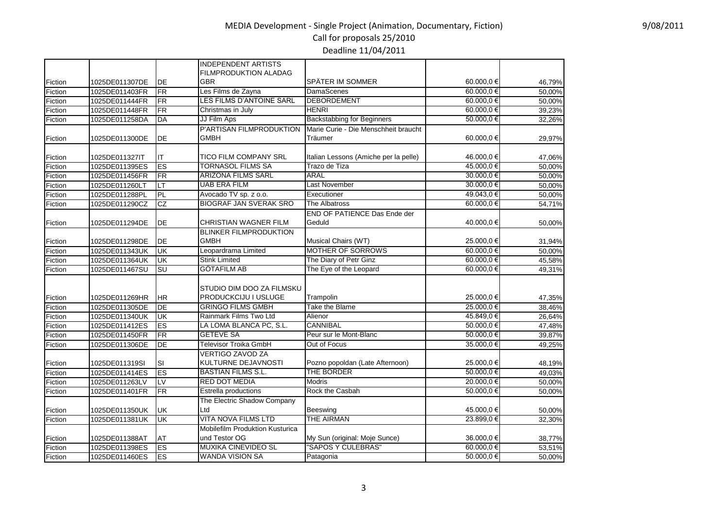# MEDIA Development - Single Project (Animation, Documentary, Fiction)

Call for proposals 25/2010

Deadline 11/04/2011

9/08/2011

| | | | | | | |
|---|---|---|---|---|---|---|
| Fiction | 1025DE011307DE | DE | INDEPENDENT ARTISTS FILMPRODUKTION ALADAG GBR | SPÄTER IM SOMMER | 60.000,0 € | 46,79% |
| Fiction | 1025DE011403FR | FR | Les Films de Zayna | DamaScenes | 60.000,0 € | 50,00% |
| Fiction | 1025DE011444FR | FR | LES FILMS D'ANTOINE SARL | DEBORDEMENT | 60.000,0 € | 50,00% |
| Fiction | 1025DE011448FR | FR | Christmas in July | HENRI | 60.000,0 € | 39,23% |
| Fiction | 1025DE011258DA | DA | JJ Film Aps | Backstabbing for Beginners | 50.000,0 € | 32,26% |
| Fiction | 1025DE011300DE | DE | P'ARTISAN FILMPRODUKTION GMBH | Marie Curie - Die Menschheit braucht Träumer | 60.000,0 € | 29,97% |
| Fiction | 1025DE011327IT | IT | TICO FILM COMPANY SRL | Italian Lessons (Amiche per la pelle) | 46.000,0 € | 47,06% |
| Fiction | 1025DE011395ES | ES | TORNASOL FILMS SA | Trazo de Tiza | 45.000,0 € | 50,00% |
| Fiction | 1025DE011456FR | FR | ARIZONA FILMS SARL | ARAL | 30.000,0 € | 50,00% |
| Fiction | 1025DE011260LT | LT | UAB ERA FILM | Last November | 30.000,0 € | 50,00% |
| Fiction | 1025DE011288PL | PL | Avocado TV sp. z o.o. | Executioner | 49.043,0 € | 50,00% |
| Fiction | 1025DE011290CZ | CZ | BIOGRAF JAN SVERAK SRO | The Albatross | 60.000,0 € | 54,71% |
| Fiction | 1025DE011294DE | DE | CHRISTIAN WAGNER FILM | END OF PATIENCE Das Ende der Geduld | 40.000,0 € | 50,00% |
| Fiction | 1025DE011298DE | DE | BLINKER FILMPRODUKTION GMBH | Musical Chairs (WT) | 25.000,0 € | 31,94% |
| Fiction | 1025DE011343UK | UK | Leopardrama Limited | MOTHER OF SORROWS | 60.000,0 € | 50,00% |
| Fiction | 1025DE011364UK | UK | Stink Limited | The Diary of Petr Ginz | 60.000,0 € | 45,58% |
| Fiction | 1025DE011467SU | SU | GÖTAFILM AB | The Eye of the Leopard | 60.000,0 € | 49,31% |
| Fiction | 1025DE011269HR | HR | STUDIO DIM DOO ZA FILMSKU PRODUCKCIJU I USLUGE | Trampolin | 25.000,0 € | 47,35% |
| Fiction | 1025DE011305DE | DE | GRINGO FILMS GMBH | Take the Blame | 25.000,0 € | 38,46% |
| Fiction | 1025DE011340UK | UK | Rainmark Films Two Ltd | Alienor | 45.849,0 € | 26,64% |
| Fiction | 1025DE011412ES | ES | LA LOMA BLANCA PC, S.L. | CANNIBAL | 50.000,0 € | 47,48% |
| Fiction | 1025DE011450FR | FR | GETEVE SA | Peur sur le Mont-Blanc | 50.000,0 € | 39,87% |
| Fiction | 1025DE011306DE | DE | Televisor Troika GmbH | Out of Focus | 35.000,0 € | 49,25% |
| Fiction | 1025DE011319SI | SI | VERTIGO ZAVOD ZA KULTURNE DEJAVNOSTI | Pozno popoldan (Late Afternoon) | 25.000,0 € | 48,19% |
| Fiction | 1025DE011414ES | ES | BASTIAN FILMS S.L. | THE BORDER | 50.000,0 € | 49,03% |
| Fiction | 1025DE011263LV | LV | RED DOT MEDIA | Modris | 20.000,0 € | 50,00% |
| Fiction | 1025DE011401FR | FR | Estrella productions | Rock the Casbah | 50.000,0 € | 50,00% |
| Fiction | 1025DE011350UK | UK | The Electric Shadow Company Ltd | Beeswing | 45.000,0 € | 50,00% |
| Fiction | 1025DE011381UK | UK | VITA NOVA FILMS LTD | THE AIRMAN | 23.899,0 € | 32,30% |
| Fiction | 1025DE011388AT | AT | Mobilefilm Produktion Kusturica und Testor OG | My Sun (original: Moje Sunce) | 36.000,0 € | 38,77% |
| Fiction | 1025DE011398ES | ES | MUXIKA CINEVIDEO SL | "SAPOS Y CULEBRAS" | 60.000,0 € | 53,51% |
| Fiction | 1025DE011460ES | ES | WANDA VISION SA | Patagonia | 50.000,0 € | 50,00% |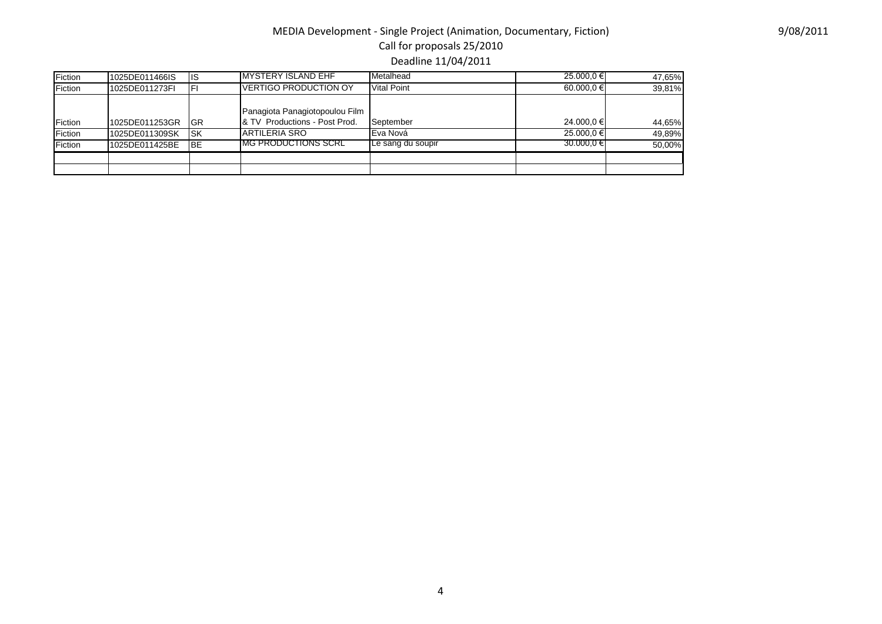# MEDIA Development - Single Project (Animation, Documentary, Fiction)

Call for proposals 25/2010

Deadline 11/04/2011

9/08/2011

| | | | | | | |
|---|---|---|---|---|---|---|
| Fiction | 1025DE011466IS | IS | MYSTERY ISLAND EHF | Metalhead | 25.000,0 € | 47,65% |
| Fiction | 1025DE011273FI | FI | VERTIGO PRODUCTION OY | Vital Point | 60.000,0 € | 39,81% |
| Fiction | 1025DE011253GR | GR | Panagiota Panagiotopoulou Film & TV Productions - Post Prod. | September | 24.000,0 € | 44,65% |
| Fiction | 1025DE011309SK | SK | ARTILERIA SRO | Eva Nová | 25.000,0 € | 49,89% |
| Fiction | 1025DE011425BE | BE | MG PRODUCTIONS SCRL | Le sang du soupir | 30.000,0 € | 50,00% |
| | | | | | | |
| | | | | | | |